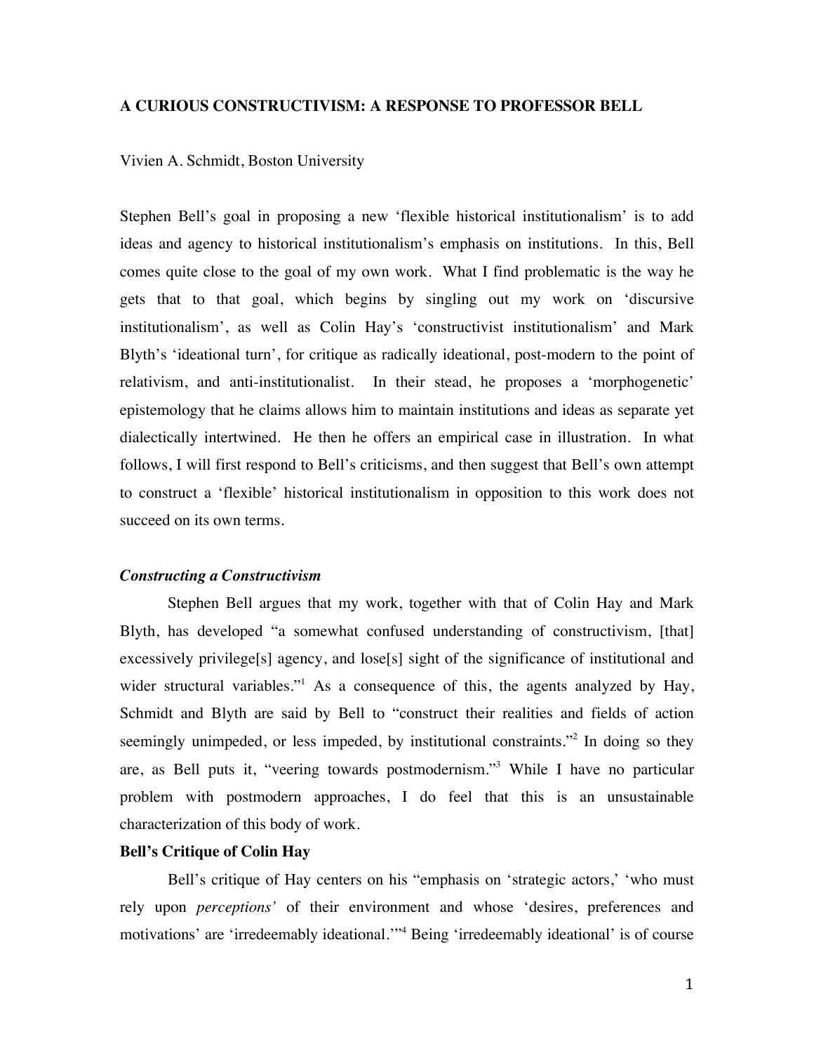**A CURIOUS CONSTRUCTIVISM: A RESPONSE TO PROFESSOR BELL**

Vivien A. Schmidt, Boston University

Stephen Bell's goal in proposing a new 'flexible historical institutionalism' is to add ideas and agency to historical institutionalism's emphasis on institutions. In this, Bell comes quite close to the goal of my own work. What I find problematic is the way he gets that to that goal, which begins by singling out my work on 'discursive institutionalism', as well as Colin Hay's 'constructivist institutionalism' and Mark Blyth's 'ideational turn', for critique as radically ideational, post-modern to the point of relativism, and anti-institutionalist. In their stead, he proposes a 'morphogenetic' epistemology that he claims allows him to maintain institutions and ideas as separate yet dialectically intertwined. He then he offers an empirical case in illustration. In what follows, I will first respond to Bell's criticisms, and then suggest that Bell's own attempt to construct a 'flexible' historical institutionalism in opposition to this work does not succeed on its own terms.

***Constructing a Constructivism***

Stephen Bell argues that my work, together with that of Colin Hay and Mark Blyth, has developed "a somewhat confused understanding of constructivism, [that] excessively privilege[s] agency, and lose[s] sight of the significance of institutional and wider structural variables."[1] As a consequence of this, the agents analyzed by Hay, Schmidt and Blyth are said by Bell to "construct their realities and fields of action seemingly unimpeded, or less impeded, by institutional constraints."[2] In doing so they are, as Bell puts it, "veering towards postmodernism."[3] While I have no particular problem with postmodern approaches, I do feel that this is an unsustainable characterization of this body of work.

**Bell's Critique of Colin Hay**

Bell's critique of Hay centers on his "emphasis on 'strategic actors,' 'who must rely upon *perceptions'* of their environment and whose 'desires, preferences and motivations' are 'irredeemably ideational.'"[4] Being 'irredeemably ideational' is of course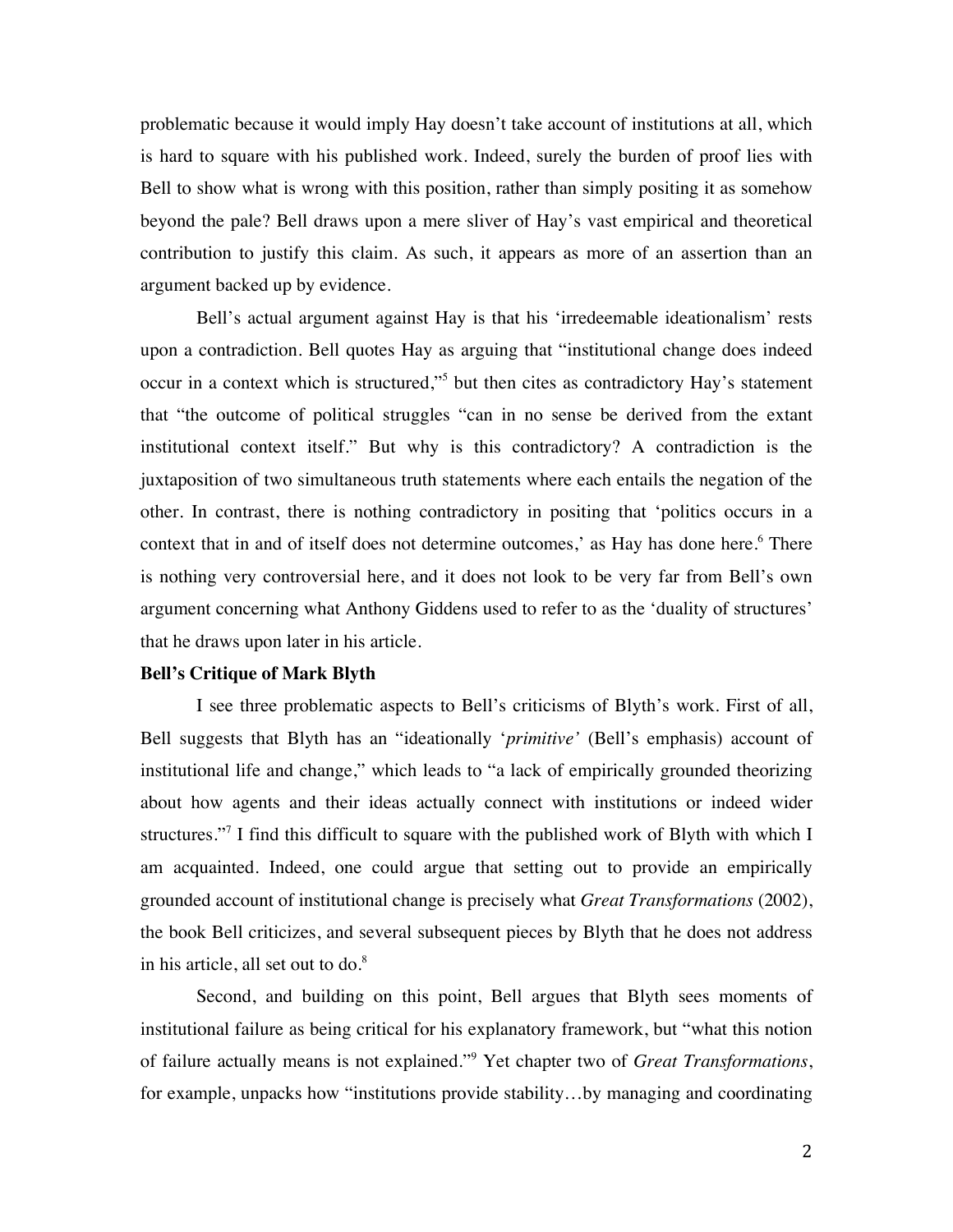problematic because it would imply Hay doesn't take account of institutions at all, which is hard to square with his published work. Indeed, surely the burden of proof lies with Bell to show what is wrong with this position, rather than simply positing it as somehow beyond the pale? Bell draws upon a mere sliver of Hay's vast empirical and theoretical contribution to justify this claim. As such, it appears as more of an assertion than an argument backed up by evidence.

Bell's actual argument against Hay is that his 'irredeemable ideationalism' rests upon a contradiction. Bell quotes Hay as arguing that "institutional change does indeed occur in a context which is structured,"[5] but then cites as contradictory Hay's statement that "the outcome of political struggles "can in no sense be derived from the extant institutional context itself." But why is this contradictory? A contradiction is the juxtaposition of two simultaneous truth statements where each entails the negation of the other. In contrast, there is nothing contradictory in positing that 'politics occurs in a context that in and of itself does not determine outcomes,' as Hay has done here.[6] There is nothing very controversial here, and it does not look to be very far from Bell's own argument concerning what Anthony Giddens used to refer to as the 'duality of structures' that he draws upon later in his article.

**Bell's Critique of Mark Blyth**

I see three problematic aspects to Bell's criticisms of Blyth's work. First of all, Bell suggests that Blyth has an "ideationally '*primitive'* (Bell's emphasis) account of institutional life and change," which leads to "a lack of empirically grounded theorizing about how agents and their ideas actually connect with institutions or indeed wider structures."[7] I find this difficult to square with the published work of Blyth with which I am acquainted. Indeed, one could argue that setting out to provide an empirically grounded account of institutional change is precisely what *Great Transformations* (2002), the book Bell criticizes, and several subsequent pieces by Blyth that he does not address in his article, all set out to do.[8]

Second, and building on this point, Bell argues that Blyth sees moments of institutional failure as being critical for his explanatory framework, but "what this notion of failure actually means is not explained."[9] Yet chapter two of *Great Transformations*, for example, unpacks how "institutions provide stability…by managing and coordinating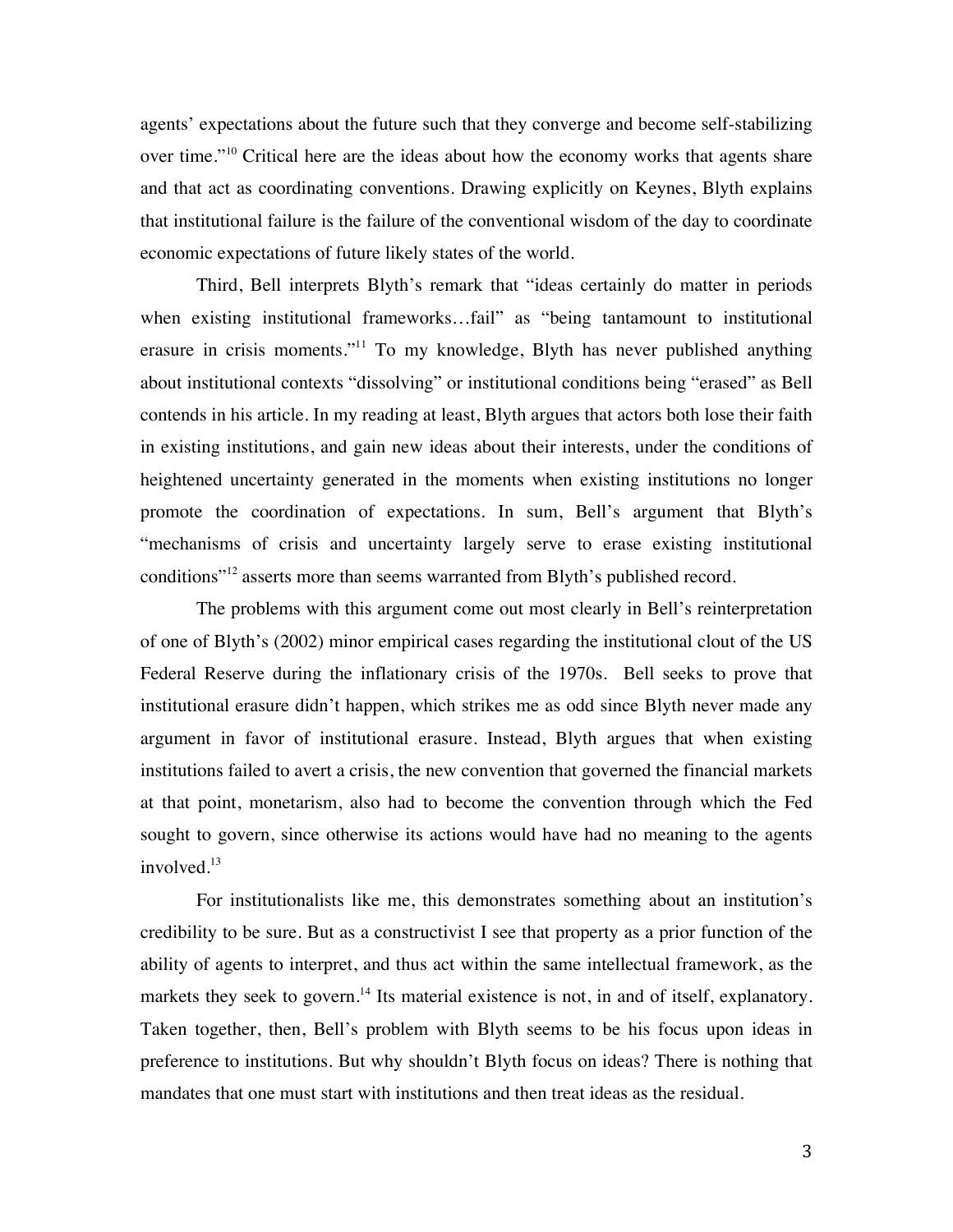agents' expectations about the future such that they converge and become self-stabilizing over time."[10] Critical here are the ideas about how the economy works that agents share and that act as coordinating conventions. Drawing explicitly on Keynes, Blyth explains that institutional failure is the failure of the conventional wisdom of the day to coordinate economic expectations of future likely states of the world.

Third, Bell interprets Blyth's remark that "ideas certainly do matter in periods when existing institutional frameworks…fail" as "being tantamount to institutional erasure in crisis moments."[11] To my knowledge, Blyth has never published anything about institutional contexts "dissolving" or institutional conditions being "erased" as Bell contends in his article. In my reading at least, Blyth argues that actors both lose their faith in existing institutions, and gain new ideas about their interests, under the conditions of heightened uncertainty generated in the moments when existing institutions no longer promote the coordination of expectations. In sum, Bell's argument that Blyth's "mechanisms of crisis and uncertainty largely serve to erase existing institutional conditions"[12] asserts more than seems warranted from Blyth's published record.

The problems with this argument come out most clearly in Bell's reinterpretation of one of Blyth's (2002) minor empirical cases regarding the institutional clout of the US Federal Reserve during the inflationary crisis of the 1970s. Bell seeks to prove that institutional erasure didn't happen, which strikes me as odd since Blyth never made any argument in favor of institutional erasure. Instead, Blyth argues that when existing institutions failed to avert a crisis, the new convention that governed the financial markets at that point, monetarism, also had to become the convention through which the Fed sought to govern, since otherwise its actions would have had no meaning to the agents involved.[13]

For institutionalists like me, this demonstrates something about an institution's credibility to be sure. But as a constructivist I see that property as a prior function of the ability of agents to interpret, and thus act within the same intellectual framework, as the markets they seek to govern.[14] Its material existence is not, in and of itself, explanatory. Taken together, then, Bell's problem with Blyth seems to be his focus upon ideas in preference to institutions. But why shouldn't Blyth focus on ideas? There is nothing that mandates that one must start with institutions and then treat ideas as the residual.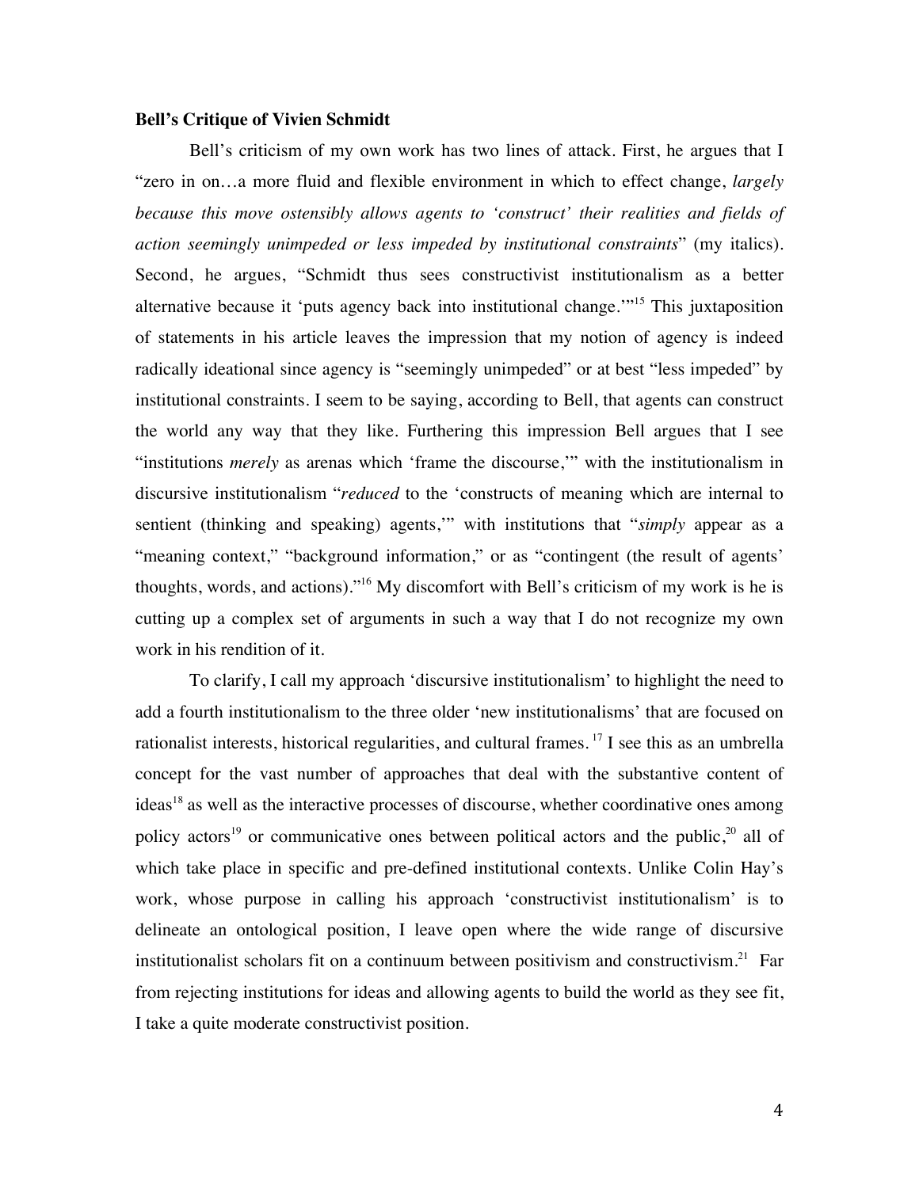**Bell's Critique of Vivien Schmidt**

Bell's criticism of my own work has two lines of attack. First, he argues that I "zero in on…a more fluid and flexible environment in which to effect change, *largely because this move ostensibly allows agents to 'construct' their realities and fields of action seemingly unimpeded or less impeded by institutional constraints*" (my italics). Second, he argues, "Schmidt thus sees constructivist institutionalism as a better alternative because it 'puts agency back into institutional change.'"[15] This juxtaposition of statements in his article leaves the impression that my notion of agency is indeed radically ideational since agency is "seemingly unimpeded" or at best "less impeded" by institutional constraints. I seem to be saying, according to Bell, that agents can construct the world any way that they like. Furthering this impression Bell argues that I see "institutions *merely* as arenas which 'frame the discourse,'" with the institutionalism in discursive institutionalism "*reduced* to the 'constructs of meaning which are internal to sentient (thinking and speaking) agents,'" with institutions that "*simply* appear as a "meaning context," "background information," or as "contingent (the result of agents' thoughts, words, and actions)."[16] My discomfort with Bell's criticism of my work is he is cutting up a complex set of arguments in such a way that I do not recognize my own work in his rendition of it.

To clarify, I call my approach 'discursive institutionalism' to highlight the need to add a fourth institutionalism to the three older 'new institutionalisms' that are focused on rationalist interests, historical regularities, and cultural frames.[17] I see this as an umbrella concept for the vast number of approaches that deal with the substantive content of ideas[18] as well as the interactive processes of discourse, whether coordinative ones among policy actors[19] or communicative ones between political actors and the public,[20] all of which take place in specific and pre-defined institutional contexts. Unlike Colin Hay's work, whose purpose in calling his approach 'constructivist institutionalism' is to delineate an ontological position, I leave open where the wide range of discursive institutionalist scholars fit on a continuum between positivism and constructivism.[21] Far from rejecting institutions for ideas and allowing agents to build the world as they see fit, I take a quite moderate constructivist position.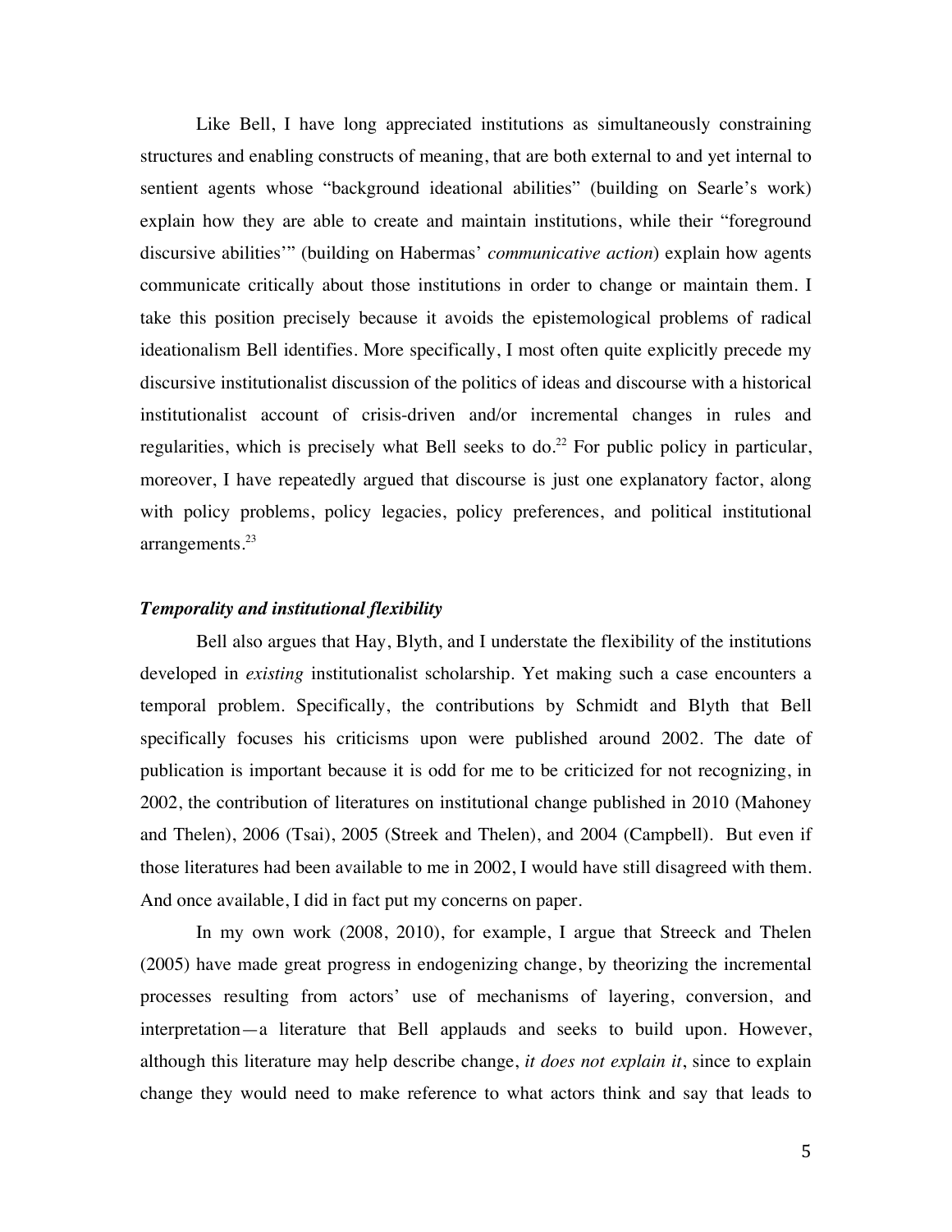Like Bell, I have long appreciated institutions as simultaneously constraining structures and enabling constructs of meaning, that are both external to and yet internal to sentient agents whose "background ideational abilities" (building on Searle's work) explain how they are able to create and maintain institutions, while their "foreground discursive abilities'" (building on Habermas' *communicative action*) explain how agents communicate critically about those institutions in order to change or maintain them. I take this position precisely because it avoids the epistemological problems of radical ideationalism Bell identifies. More specifically, I most often quite explicitly precede my discursive institutionalist discussion of the politics of ideas and discourse with a historical institutionalist account of crisis-driven and/or incremental changes in rules and regularities, which is precisely what Bell seeks to do.[22] For public policy in particular, moreover, I have repeatedly argued that discourse is just one explanatory factor, along with policy problems, policy legacies, policy preferences, and political institutional arrangements.[23]

### *Temporality and institutional flexibility*

Bell also argues that Hay, Blyth, and I understate the flexibility of the institutions developed in *existing* institutionalist scholarship. Yet making such a case encounters a temporal problem. Specifically, the contributions by Schmidt and Blyth that Bell specifically focuses his criticisms upon were published around 2002. The date of publication is important because it is odd for me to be criticized for not recognizing, in 2002, the contribution of literatures on institutional change published in 2010 (Mahoney and Thelen), 2006 (Tsai), 2005 (Streek and Thelen), and 2004 (Campbell). But even if those literatures had been available to me in 2002, I would have still disagreed with them. And once available, I did in fact put my concerns on paper.

In my own work (2008, 2010), for example, I argue that Streeck and Thelen (2005) have made great progress in endogenizing change, by theorizing the incremental processes resulting from actors' use of mechanisms of layering, conversion, and interpretation—a literature that Bell applauds and seeks to build upon. However, although this literature may help describe change, *it does not explain it*, since to explain change they would need to make reference to what actors think and say that leads to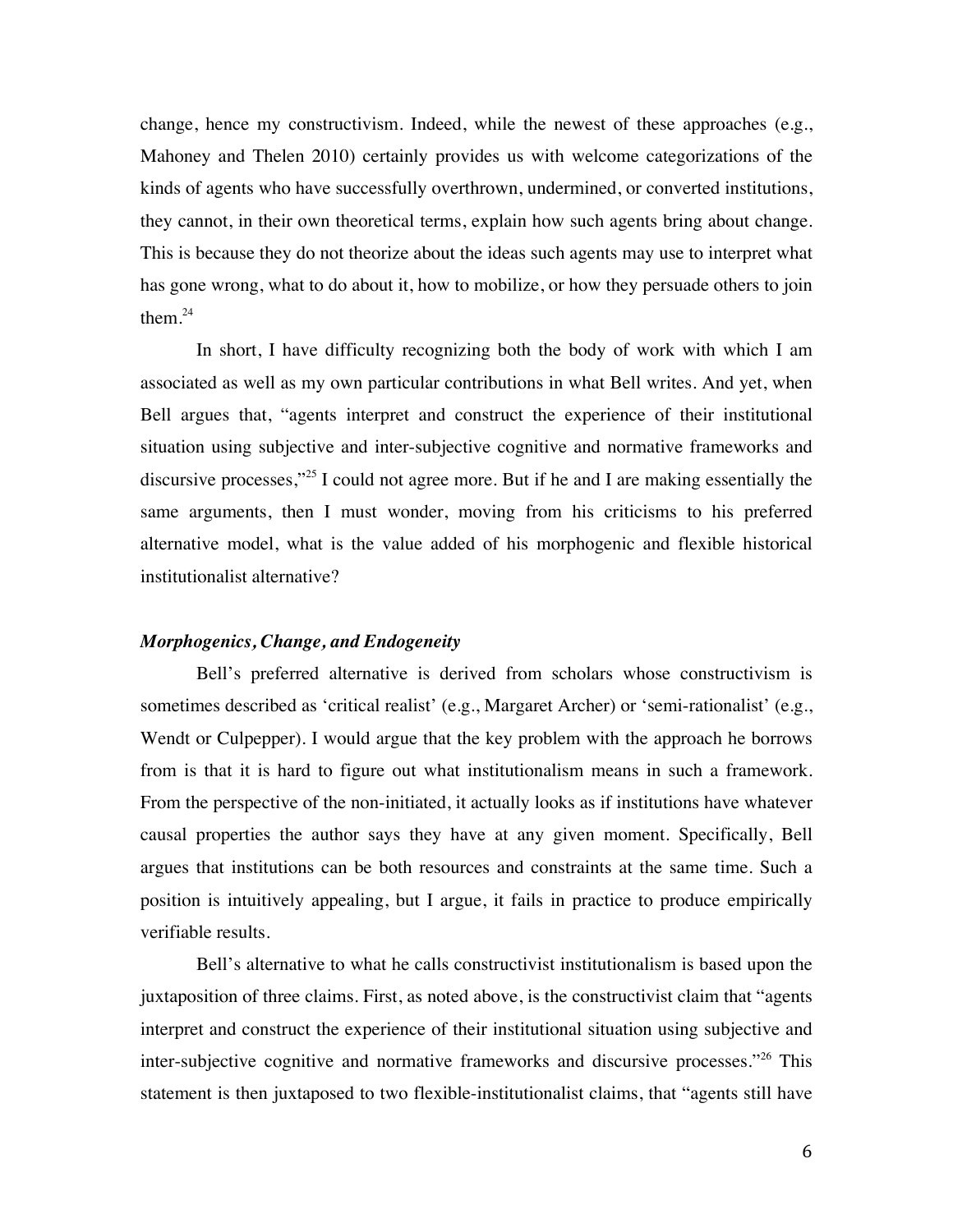change, hence my constructivism. Indeed, while the newest of these approaches (e.g., Mahoney and Thelen 2010) certainly provides us with welcome categorizations of the kinds of agents who have successfully overthrown, undermined, or converted institutions, they cannot, in their own theoretical terms, explain how such agents bring about change. This is because they do not theorize about the ideas such agents may use to interpret what has gone wrong, what to do about it, how to mobilize, or how they persuade others to join them.[24]

In short, I have difficulty recognizing both the body of work with which I am associated as well as my own particular contributions in what Bell writes. And yet, when Bell argues that, "agents interpret and construct the experience of their institutional situation using subjective and inter-subjective cognitive and normative frameworks and discursive processes,"[25] I could not agree more. But if he and I are making essentially the same arguments, then I must wonder, moving from his criticisms to his preferred alternative model, what is the value added of his morphogenic and flexible historical institutionalist alternative?

### *Morphogenics, Change, and Endogeneity*

Bell's preferred alternative is derived from scholars whose constructivism is sometimes described as 'critical realist' (e.g., Margaret Archer) or 'semi-rationalist' (e.g., Wendt or Culpepper). I would argue that the key problem with the approach he borrows from is that it is hard to figure out what institutionalism means in such a framework. From the perspective of the non-initiated, it actually looks as if institutions have whatever causal properties the author says they have at any given moment. Specifically, Bell argues that institutions can be both resources and constraints at the same time. Such a position is intuitively appealing, but I argue, it fails in practice to produce empirically verifiable results.

Bell's alternative to what he calls constructivist institutionalism is based upon the juxtaposition of three claims. First, as noted above, is the constructivist claim that "agents interpret and construct the experience of their institutional situation using subjective and inter-subjective cognitive and normative frameworks and discursive processes."[26] This statement is then juxtaposed to two flexible-institutionalist claims, that "agents still have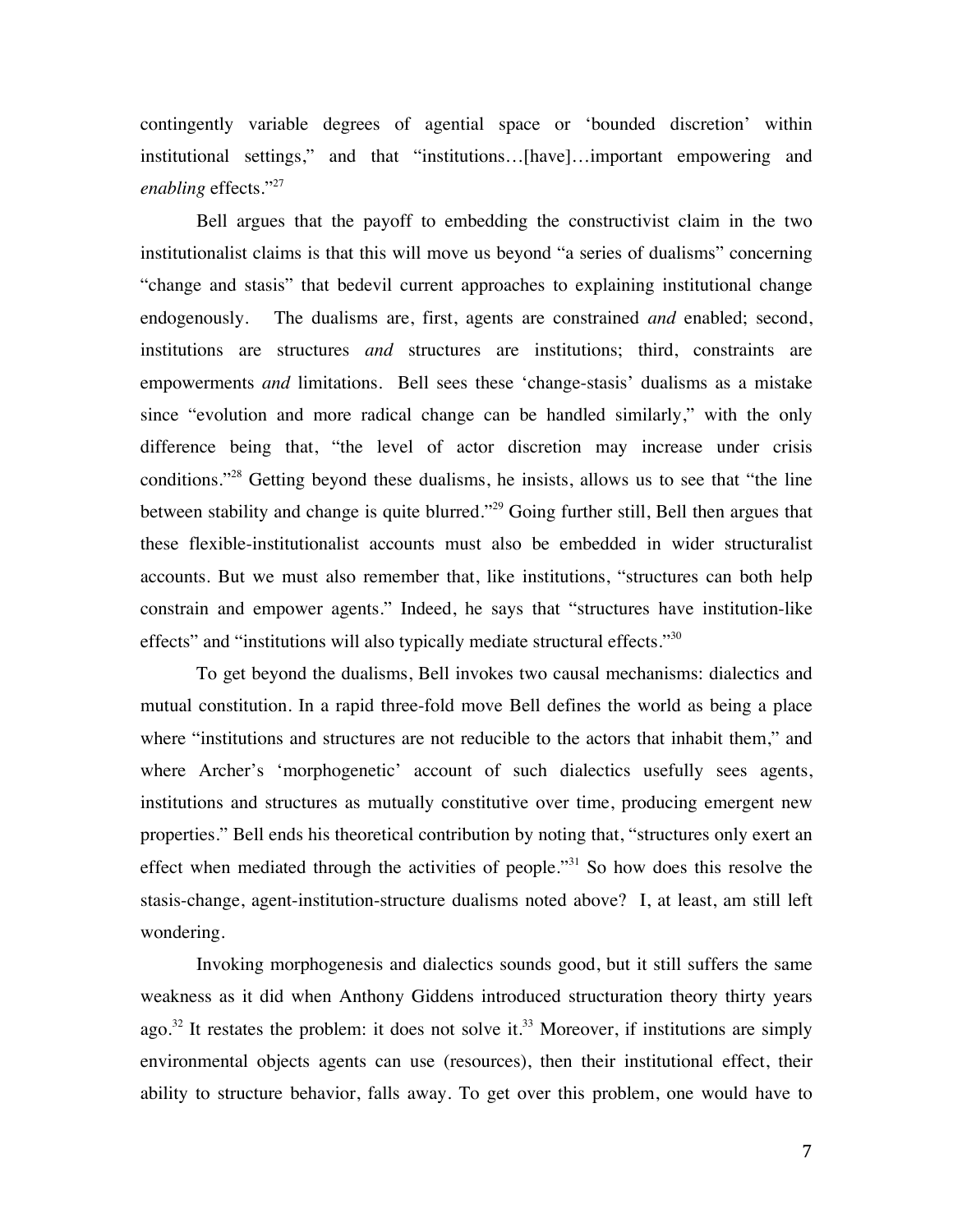contingently variable degrees of agential space or 'bounded discretion' within institutional settings," and that "institutions…[have]…important empowering and *enabling* effects."[27]

Bell argues that the payoff to embedding the constructivist claim in the two institutionalist claims is that this will move us beyond "a series of dualisms" concerning "change and stasis" that bedevil current approaches to explaining institutional change endogenously. The dualisms are, first, agents are constrained *and* enabled; second, institutions are structures *and* structures are institutions; third, constraints are empowerments *and* limitations. Bell sees these 'change-stasis' dualisms as a mistake since "evolution and more radical change can be handled similarly," with the only difference being that, "the level of actor discretion may increase under crisis conditions."[28] Getting beyond these dualisms, he insists, allows us to see that "the line between stability and change is quite blurred."[29] Going further still, Bell then argues that these flexible-institutionalist accounts must also be embedded in wider structuralist accounts. But we must also remember that, like institutions, "structures can both help constrain and empower agents." Indeed, he says that "structures have institution-like effects" and "institutions will also typically mediate structural effects."[30]

To get beyond the dualisms, Bell invokes two causal mechanisms: dialectics and mutual constitution. In a rapid three-fold move Bell defines the world as being a place where "institutions and structures are not reducible to the actors that inhabit them," and where Archer's 'morphogenetic' account of such dialectics usefully sees agents, institutions and structures as mutually constitutive over time, producing emergent new properties." Bell ends his theoretical contribution by noting that, "structures only exert an effect when mediated through the activities of people."[31] So how does this resolve the stasis-change, agent-institution-structure dualisms noted above? I, at least, am still left wondering.

Invoking morphogenesis and dialectics sounds good, but it still suffers the same weakness as it did when Anthony Giddens introduced structuration theory thirty years ago.[32] It restates the problem: it does not solve it.[33] Moreover, if institutions are simply environmental objects agents can use (resources), then their institutional effect, their ability to structure behavior, falls away. To get over this problem, one would have to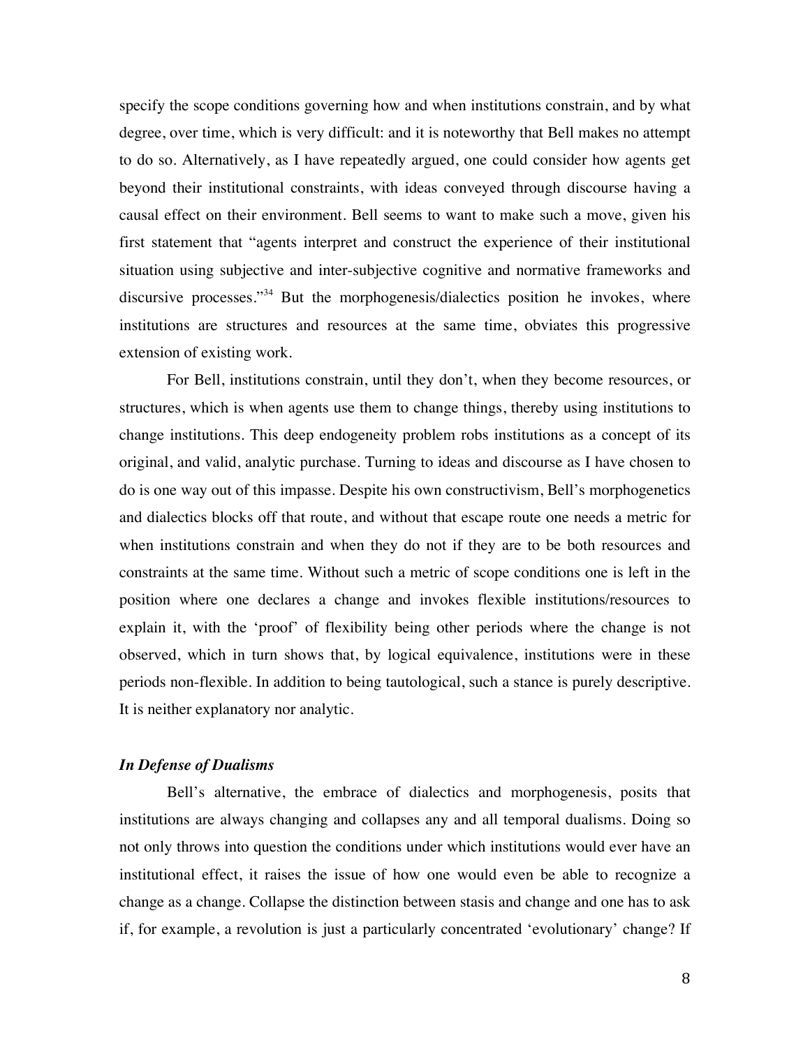specify the scope conditions governing how and when institutions constrain, and by what degree, over time, which is very difficult: and it is noteworthy that Bell makes no attempt to do so. Alternatively, as I have repeatedly argued, one could consider how agents get beyond their institutional constraints, with ideas conveyed through discourse having a causal effect on their environment. Bell seems to want to make such a move, given his first statement that "agents interpret and construct the experience of their institutional situation using subjective and inter-subjective cognitive and normative frameworks and discursive processes."[34] But the morphogenesis/dialectics position he invokes, where institutions are structures and resources at the same time, obviates this progressive extension of existing work.

For Bell, institutions constrain, until they don't, when they become resources, or structures, which is when agents use them to change things, thereby using institutions to change institutions. This deep endogeneity problem robs institutions as a concept of its original, and valid, analytic purchase. Turning to ideas and discourse as I have chosen to do is one way out of this impasse. Despite his own constructivism, Bell's morphogenetics and dialectics blocks off that route, and without that escape route one needs a metric for when institutions constrain and when they do not if they are to be both resources and constraints at the same time. Without such a metric of scope conditions one is left in the position where one declares a change and invokes flexible institutions/resources to explain it, with the 'proof' of flexibility being other periods where the change is not observed, which in turn shows that, by logical equivalence, institutions were in these periods non-flexible. In addition to being tautological, such a stance is purely descriptive. It is neither explanatory nor analytic.

### *In Defense of Dualisms*

Bell's alternative, the embrace of dialectics and morphogenesis, posits that institutions are always changing and collapses any and all temporal dualisms. Doing so not only throws into question the conditions under which institutions would ever have an institutional effect, it raises the issue of how one would even be able to recognize a change as a change. Collapse the distinction between stasis and change and one has to ask if, for example, a revolution is just a particularly concentrated 'evolutionary' change? If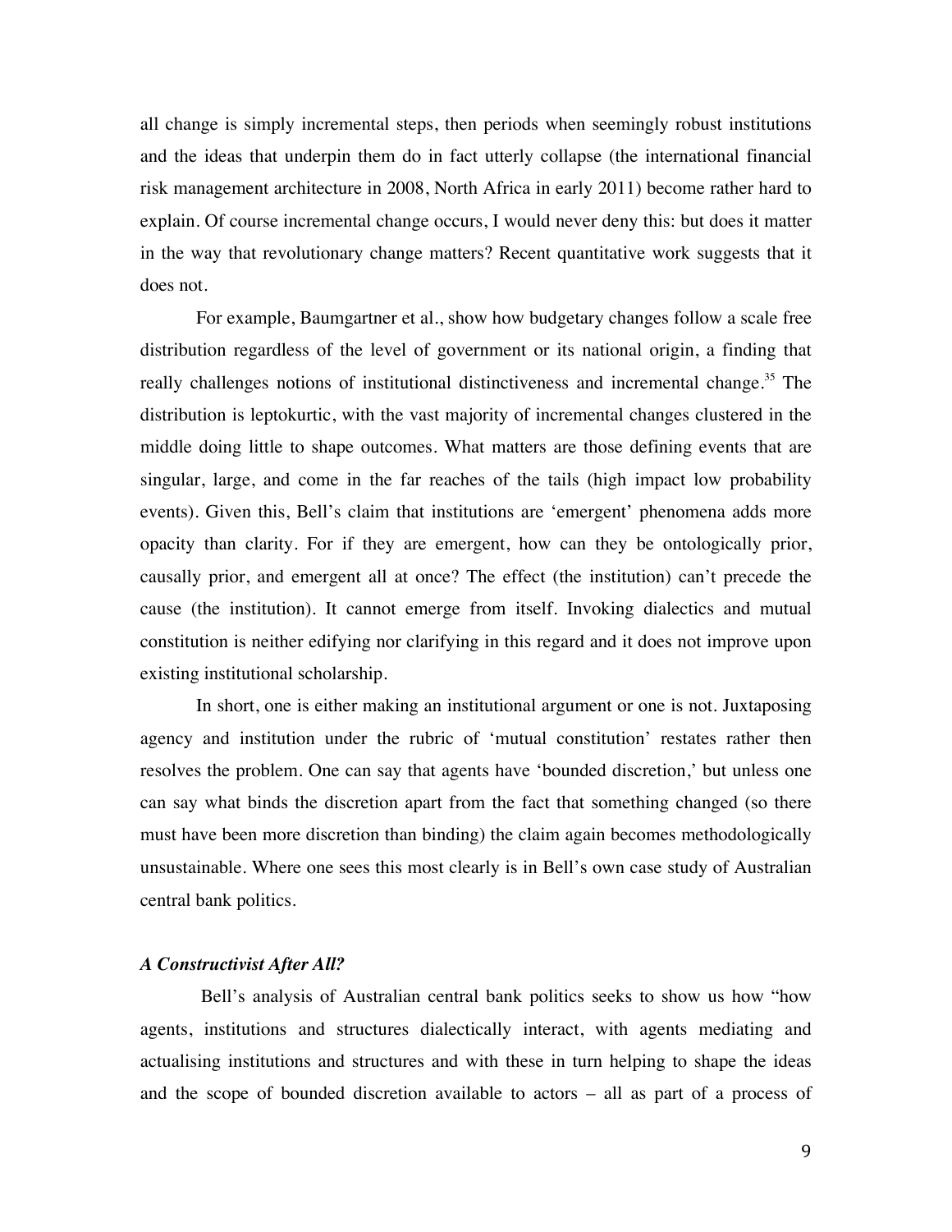all change is simply incremental steps, then periods when seemingly robust institutions and the ideas that underpin them do in fact utterly collapse (the international financial risk management architecture in 2008, North Africa in early 2011) become rather hard to explain. Of course incremental change occurs, I would never deny this: but does it matter in the way that revolutionary change matters? Recent quantitative work suggests that it does not.

For example, Baumgartner et al., show how budgetary changes follow a scale free distribution regardless of the level of government or its national origin, a finding that really challenges notions of institutional distinctiveness and incremental change.[35] The distribution is leptokurtic, with the vast majority of incremental changes clustered in the middle doing little to shape outcomes. What matters are those defining events that are singular, large, and come in the far reaches of the tails (high impact low probability events). Given this, Bell's claim that institutions are 'emergent' phenomena adds more opacity than clarity. For if they are emergent, how can they be ontologically prior, causally prior, and emergent all at once? The effect (the institution) can't precede the cause (the institution). It cannot emerge from itself. Invoking dialectics and mutual constitution is neither edifying nor clarifying in this regard and it does not improve upon existing institutional scholarship.

In short, one is either making an institutional argument or one is not. Juxtaposing agency and institution under the rubric of 'mutual constitution' restates rather then resolves the problem. One can say that agents have 'bounded discretion,' but unless one can say what binds the discretion apart from the fact that something changed (so there must have been more discretion than binding) the claim again becomes methodologically unsustainable. Where one sees this most clearly is in Bell's own case study of Australian central bank politics.

### *A Constructivist After All?*

Bell's analysis of Australian central bank politics seeks to show us how "how agents, institutions and structures dialectically interact, with agents mediating and actualising institutions and structures and with these in turn helping to shape the ideas and the scope of bounded discretion available to actors – all as part of a process of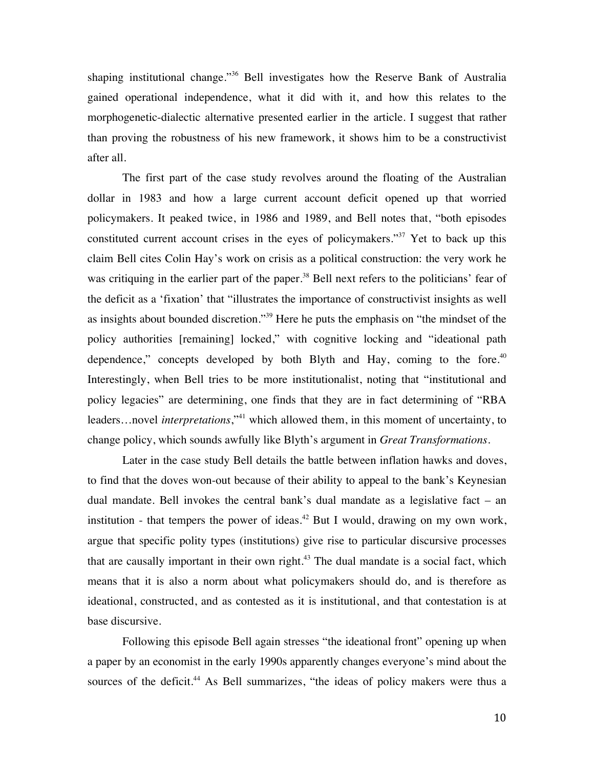shaping institutional change."[36] Bell investigates how the Reserve Bank of Australia gained operational independence, what it did with it, and how this relates to the morphogenetic-dialectic alternative presented earlier in the article. I suggest that rather than proving the robustness of his new framework, it shows him to be a constructivist after all.

The first part of the case study revolves around the floating of the Australian dollar in 1983 and how a large current account deficit opened up that worried policymakers. It peaked twice, in 1986 and 1989, and Bell notes that, "both episodes constituted current account crises in the eyes of policymakers."[37] Yet to back up this claim Bell cites Colin Hay's work on crisis as a political construction: the very work he was critiquing in the earlier part of the paper.[38] Bell next refers to the politicians' fear of the deficit as a 'fixation' that "illustrates the importance of constructivist insights as well as insights about bounded discretion."[39] Here he puts the emphasis on "the mindset of the policy authorities [remaining] locked," with cognitive locking and "ideational path dependence," concepts developed by both Blyth and Hay, coming to the fore.[40] Interestingly, when Bell tries to be more institutionalist, noting that "institutional and policy legacies" are determining, one finds that they are in fact determining of "RBA leaders…novel *interpretations*,"[41] which allowed them, in this moment of uncertainty, to change policy, which sounds awfully like Blyth's argument in *Great Transformations*.

Later in the case study Bell details the battle between inflation hawks and doves, to find that the doves won-out because of their ability to appeal to the bank's Keynesian dual mandate. Bell invokes the central bank's dual mandate as a legislative fact – an institution - that tempers the power of ideas.[42] But I would, drawing on my own work, argue that specific polity types (institutions) give rise to particular discursive processes that are causally important in their own right.[43] The dual mandate is a social fact, which means that it is also a norm about what policymakers should do, and is therefore as ideational, constructed, and as contested as it is institutional, and that contestation is at base discursive.

Following this episode Bell again stresses "the ideational front" opening up when a paper by an economist in the early 1990s apparently changes everyone's mind about the sources of the deficit.[44] As Bell summarizes, "the ideas of policy makers were thus a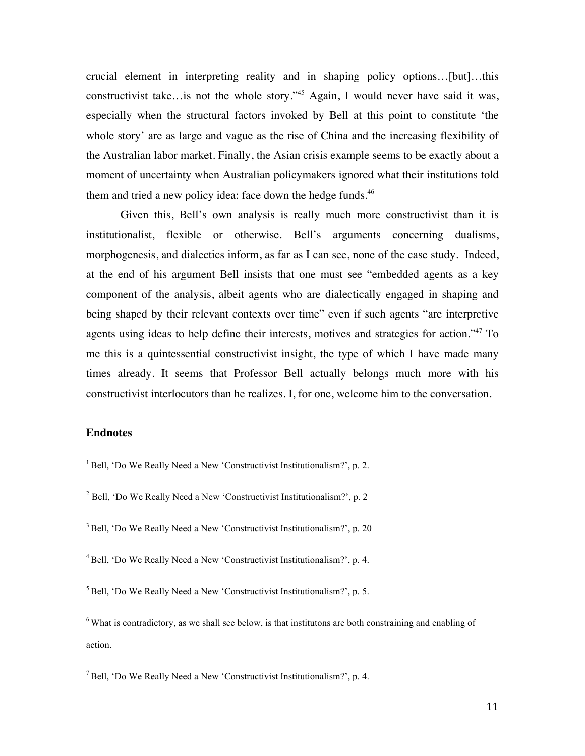crucial element in interpreting reality and in shaping policy options…[but]…this constructivist take…is not the whole story."[45] Again, I would never have said it was, especially when the structural factors invoked by Bell at this point to constitute 'the whole story' are as large and vague as the rise of China and the increasing flexibility of the Australian labor market. Finally, the Asian crisis example seems to be exactly about a moment of uncertainty when Australian policymakers ignored what their institutions told them and tried a new policy idea: face down the hedge funds.[46]

Given this, Bell's own analysis is really much more constructivist than it is institutionalist, flexible or otherwise. Bell's arguments concerning dualisms, morphogenesis, and dialectics inform, as far as I can see, none of the case study. Indeed, at the end of his argument Bell insists that one must see "embedded agents as a key component of the analysis, albeit agents who are dialectically engaged in shaping and being shaped by their relevant contexts over time" even if such agents "are interpretive agents using ideas to help define their interests, motives and strategies for action."[47] To me this is a quintessential constructivist insight, the type of which I have made many times already. It seems that Professor Bell actually belongs much more with his constructivist interlocutors than he realizes. I, for one, welcome him to the conversation.

### Endnotes

[1] Bell, 'Do We Really Need a New 'Constructivist Institutionalism?', p. 2.

[2] Bell, 'Do We Really Need a New 'Constructivist Institutionalism?', p. 2

[3] Bell, 'Do We Really Need a New 'Constructivist Institutionalism?', p. 20

[4] Bell, 'Do We Really Need a New 'Constructivist Institutionalism?', p. 4.

[5] Bell, 'Do We Really Need a New 'Constructivist Institutionalism?', p. 5.

[6] What is contradictory, as we shall see below, is that institutons are both constraining and enabling of action.

[7] Bell, 'Do We Really Need a New 'Constructivist Institutionalism?', p. 4.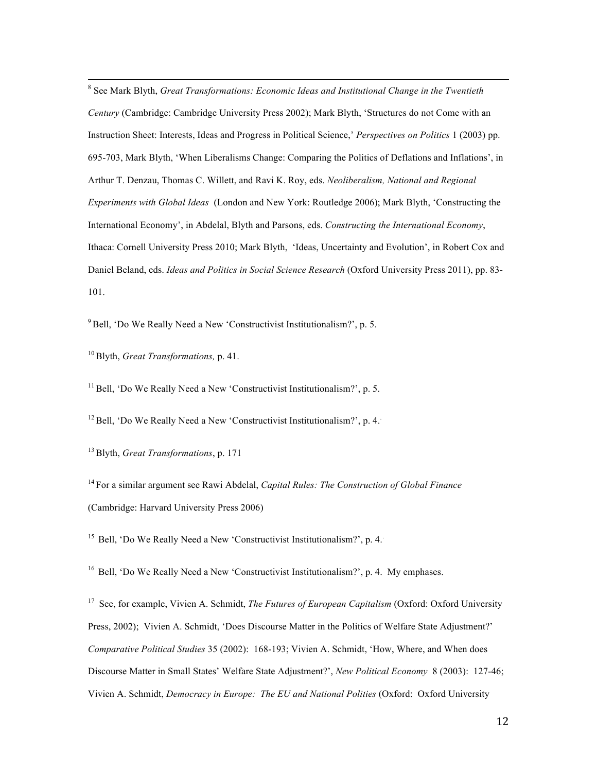[8] See Mark Blyth, *Great Transformations: Economic Ideas and Institutional Change in the Twentieth Century* (Cambridge: Cambridge University Press 2002); Mark Blyth, 'Structures do not Come with an Instruction Sheet: Interests, Ideas and Progress in Political Science,' *Perspectives on Politics* 1 (2003) pp. 695-703, Mark Blyth, 'When Liberalisms Change: Comparing the Politics of Deflations and Inflations', in Arthur T. Denzau, Thomas C. Willett, and Ravi K. Roy, eds. *Neoliberalism, National and Regional Experiments with Global Ideas* (London and New York: Routledge 2006); Mark Blyth, 'Constructing the International Economy', in Abdelal, Blyth and Parsons, eds. *Constructing the International Economy*, Ithaca: Cornell University Press 2010; Mark Blyth, 'Ideas, Uncertainty and Evolution', in Robert Cox and Daniel Beland, eds. *Ideas and Politics in Social Science Research* (Oxford University Press 2011), pp. 83-101.

[9] Bell, 'Do We Really Need a New 'Constructivist Institutionalism?', p. 5.

[10] Blyth, *Great Transformations,* p. 41.

[11] Bell, 'Do We Really Need a New 'Constructivist Institutionalism?', p. 5.

[12] Bell, 'Do We Really Need a New 'Constructivist Institutionalism?', p. 4.

[13] Blyth, *Great Transformations*, p. 171

[14] For a similar argument see Rawi Abdelal, *Capital Rules: The Construction of Global Finance* (Cambridge: Harvard University Press 2006)

[15] Bell, 'Do We Really Need a New 'Constructivist Institutionalism?', p. 4.

[16] Bell, 'Do We Really Need a New 'Constructivist Institutionalism?', p. 4. My emphases.

[17] See, for example, Vivien A. Schmidt, *The Futures of European Capitalism* (Oxford: Oxford University Press, 2002); Vivien A. Schmidt, 'Does Discourse Matter in the Politics of Welfare State Adjustment?' *Comparative Political Studies* 35 (2002): 168-193; Vivien A. Schmidt, 'How, Where, and When does Discourse Matter in Small States' Welfare State Adjustment?', *New Political Economy* 8 (2003): 127-46; Vivien A. Schmidt, *Democracy in Europe: The EU and National Polities* (Oxford: Oxford University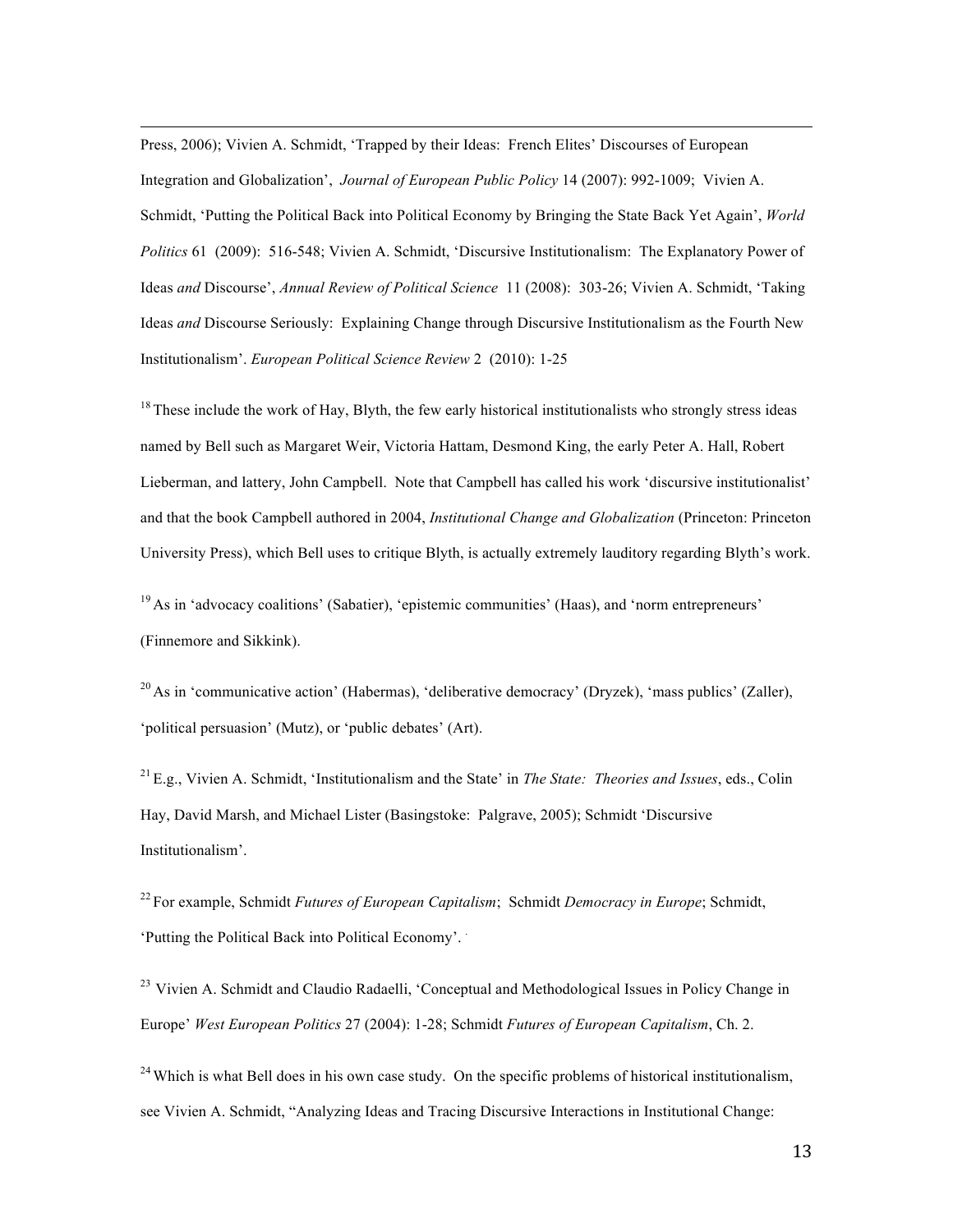Press, 2006); Vivien A. Schmidt, 'Trapped by their Ideas: French Elites' Discourses of European Integration and Globalization', *Journal of European Public Policy* 14 (2007): 992-1009; Vivien A. Schmidt, 'Putting the Political Back into Political Economy by Bringing the State Back Yet Again', *World Politics* 61 (2009): 516-548; Vivien A. Schmidt, 'Discursive Institutionalism: The Explanatory Power of Ideas *and* Discourse', *Annual Review of Political Science* 11 (2008): 303-26; Vivien A. Schmidt, 'Taking Ideas *and* Discourse Seriously: Explaining Change through Discursive Institutionalism as the Fourth New Institutionalism'. *European Political Science Review* 2 (2010): 1-25

[18] These include the work of Hay, Blyth, the few early historical institutionalists who strongly stress ideas named by Bell such as Margaret Weir, Victoria Hattam, Desmond King, the early Peter A. Hall, Robert Lieberman, and lattery, John Campbell. Note that Campbell has called his work 'discursive institutionalist' and that the book Campbell authored in 2004, *Institutional Change and Globalization* (Princeton: Princeton University Press), which Bell uses to critique Blyth, is actually extremely lauditory regarding Blyth's work.

[19] As in 'advocacy coalitions' (Sabatier), 'epistemic communities' (Haas), and 'norm entrepreneurs' (Finnemore and Sikkink).

[20] As in 'communicative action' (Habermas), 'deliberative democracy' (Dryzek), 'mass publics' (Zaller), 'political persuasion' (Mutz), or 'public debates' (Art).

[21] E.g., Vivien A. Schmidt, 'Institutionalism and the State' in *The State: Theories and Issues*, eds., Colin Hay, David Marsh, and Michael Lister (Basingstoke: Palgrave, 2005); Schmidt 'Discursive Institutionalism'.

[22] For example, Schmidt *Futures of European Capitalism*; Schmidt *Democracy in Europe*; Schmidt, 'Putting the Political Back into Political Economy'.

[23] Vivien A. Schmidt and Claudio Radaelli, 'Conceptual and Methodological Issues in Policy Change in Europe' *West European Politics* 27 (2004): 1-28; Schmidt *Futures of European Capitalism*, Ch. 2.

[24] Which is what Bell does in his own case study. On the specific problems of historical institutionalism, see Vivien A. Schmidt, "Analyzing Ideas and Tracing Discursive Interactions in Institutional Change: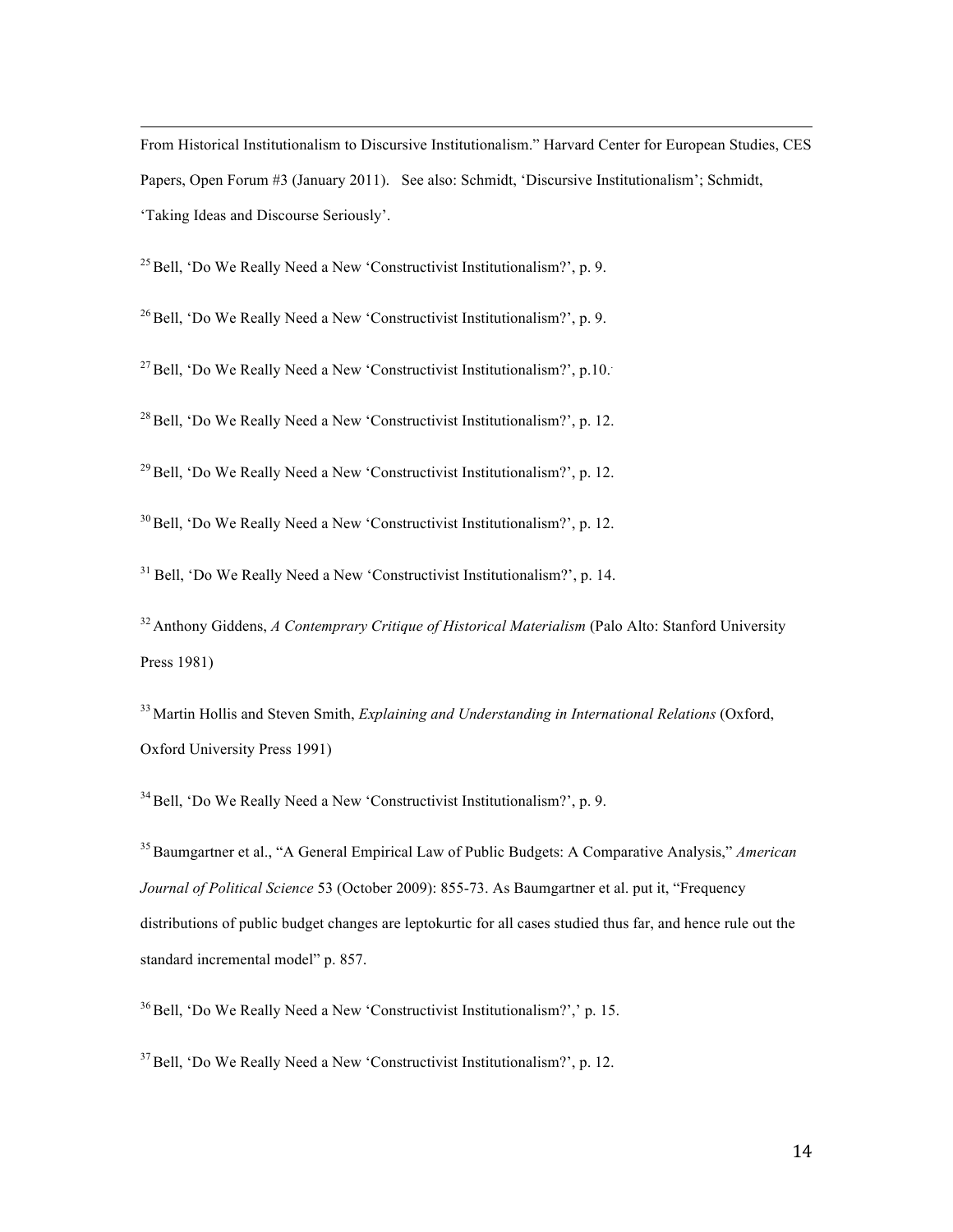From Historical Institutionalism to Discursive Institutionalism." Harvard Center for European Studies, CES Papers, Open Forum #3 (January 2011). See also: Schmidt, 'Discursive Institutionalism'; Schmidt, 'Taking Ideas and Discourse Seriously'.

[25] Bell, 'Do We Really Need a New 'Constructivist Institutionalism?', p. 9.

[26] Bell, 'Do We Really Need a New 'Constructivist Institutionalism?', p. 9.

[27] Bell, 'Do We Really Need a New 'Constructivist Institutionalism?', p.10.

[28] Bell, 'Do We Really Need a New 'Constructivist Institutionalism?', p. 12.

[29] Bell, 'Do We Really Need a New 'Constructivist Institutionalism?', p. 12.

[30] Bell, 'Do We Really Need a New 'Constructivist Institutionalism?', p. 12.

[31] Bell, 'Do We Really Need a New 'Constructivist Institutionalism?', p. 14.

[32] Anthony Giddens, *A Contemprary Critique of Historical Materialism* (Palo Alto: Stanford University Press 1981)

[33] Martin Hollis and Steven Smith, *Explaining and Understanding in International Relations* (Oxford, Oxford University Press 1991)

[34] Bell, 'Do We Really Need a New 'Constructivist Institutionalism?', p. 9.

[35] Baumgartner et al., "A General Empirical Law of Public Budgets: A Comparative Analysis," *American Journal of Political Science* 53 (October 2009): 855-73. As Baumgartner et al. put it, "Frequency distributions of public budget changes are leptokurtic for all cases studied thus far, and hence rule out the standard incremental model" p. 857.

[36] Bell, 'Do We Really Need a New 'Constructivist Institutionalism?',' p. 15.

[37] Bell, 'Do We Really Need a New 'Constructivist Institutionalism?', p. 12.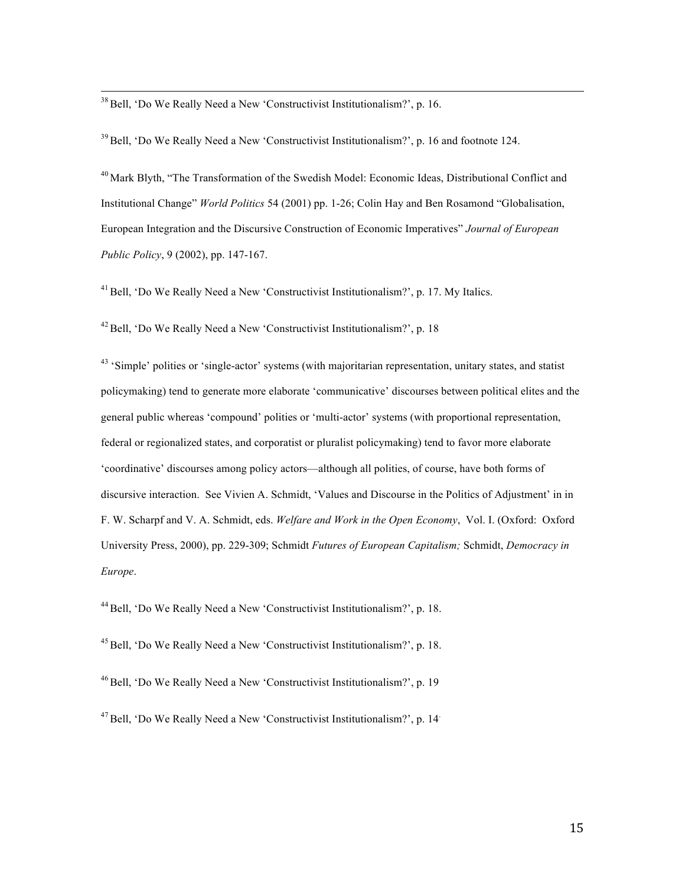[38] Bell, 'Do We Really Need a New 'Constructivist Institutionalism?', p. 16.

[39] Bell, 'Do We Really Need a New 'Constructivist Institutionalism?', p. 16 and footnote 124.

[40] Mark Blyth, "The Transformation of the Swedish Model: Economic Ideas, Distributional Conflict and Institutional Change" *World Politics* 54 (2001) pp. 1-26; Colin Hay and Ben Rosamond "Globalisation, European Integration and the Discursive Construction of Economic Imperatives" *Journal of European Public Policy*, 9 (2002), pp. 147-167.

[41] Bell, 'Do We Really Need a New 'Constructivist Institutionalism?', p. 17. My Italics.

[42] Bell, 'Do We Really Need a New 'Constructivist Institutionalism?', p. 18

[43] 'Simple' polities or 'single-actor' systems (with majoritarian representation, unitary states, and statist policymaking) tend to generate more elaborate 'communicative' discourses between political elites and the general public whereas 'compound' polities or 'multi-actor' systems (with proportional representation, federal or regionalized states, and corporatist or pluralist policymaking) tend to favor more elaborate 'coordinative' discourses among policy actors—although all polities, of course, have both forms of discursive interaction. See Vivien A. Schmidt, 'Values and Discourse in the Politics of Adjustment' in in F. W. Scharpf and V. A. Schmidt, eds. *Welfare and Work in the Open Economy*, Vol. I. (Oxford: Oxford University Press, 2000), pp. 229-309; Schmidt *Futures of European Capitalism;* Schmidt, *Democracy in Europe*.

[44] Bell, 'Do We Really Need a New 'Constructivist Institutionalism?', p. 18.

[45] Bell, 'Do We Really Need a New 'Constructivist Institutionalism?', p. 18.

[46] Bell, 'Do We Really Need a New 'Constructivist Institutionalism?', p. 19

[47] Bell, 'Do We Really Need a New 'Constructivist Institutionalism?', p. 14.